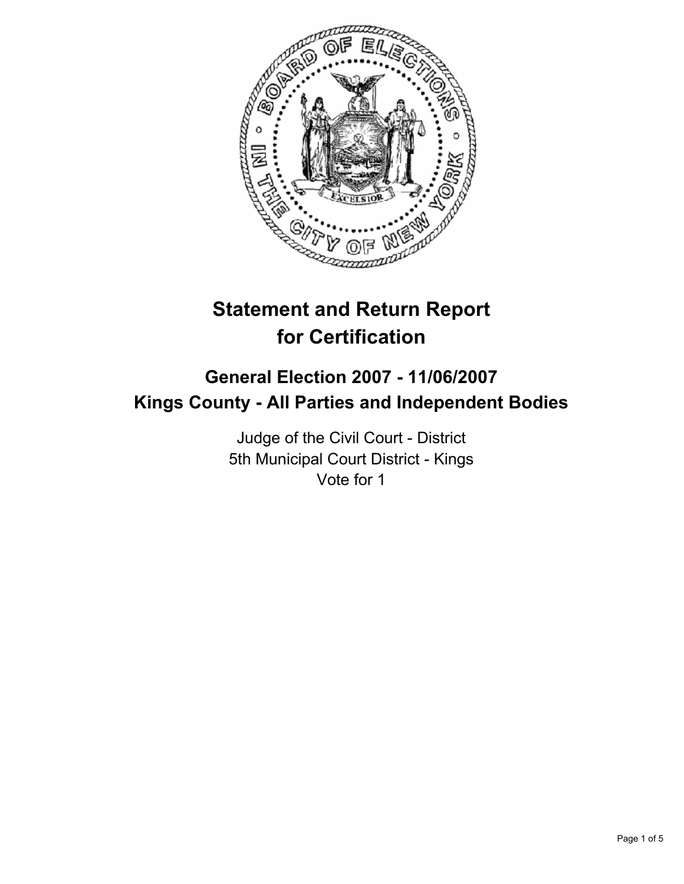# Statement and Return Report for Certification

## General Election 2007 - 11/06/2007
## Kings County - All Parties and Independent Bodies

Judge of the Civil Court - District
5th Municipal Court District - Kings
Vote for 1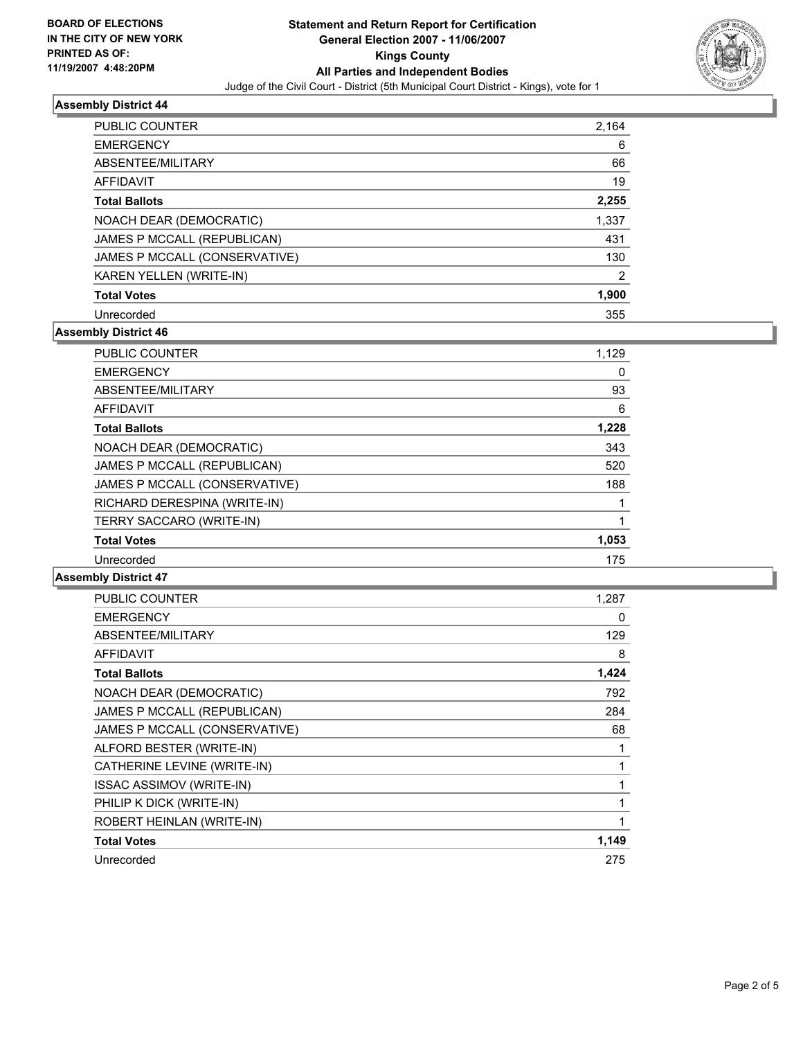**BOARD OF ELECTIONS IN THE CITY OF NEW YORK PRINTED AS OF: 11/19/2007 4:48:20PM**

# Statement and Return Report for Certification
## General Election 2007 - 11/06/2007
## Kings County
## All Parties and Independent Bodies

Judge of the Civil Court - District (5th Municipal Court District - Kings), vote for 1

### Assembly District 44

| | |
|---|---|
| PUBLIC COUNTER | 2,164 |
| EMERGENCY | 6 |
| ABSENTEE/MILITARY | 66 |
| AFFIDAVIT | 19 |
| **Total Ballots** | **2,255** |
| NOACH DEAR (DEMOCRATIC) | 1,337 |
| JAMES P MCCALL (REPUBLICAN) | 431 |
| JAMES P MCCALL (CONSERVATIVE) | 130 |
| KAREN YELLEN (WRITE-IN) | 2 |
| **Total Votes** | **1,900** |
| Unrecorded | 355 |

### Assembly District 46

| | |
|---|---|
| PUBLIC COUNTER | 1,129 |
| EMERGENCY | 0 |
| ABSENTEE/MILITARY | 93 |
| AFFIDAVIT | 6 |
| **Total Ballots** | **1,228** |
| NOACH DEAR (DEMOCRATIC) | 343 |
| JAMES P MCCALL (REPUBLICAN) | 520 |
| JAMES P MCCALL (CONSERVATIVE) | 188 |
| RICHARD DERESPINA (WRITE-IN) | 1 |
| TERRY SACCARO (WRITE-IN) | 1 |
| **Total Votes** | **1,053** |
| Unrecorded | 175 |

### Assembly District 47

| | |
|---|---|
| PUBLIC COUNTER | 1,287 |
| EMERGENCY | 0 |
| ABSENTEE/MILITARY | 129 |
| AFFIDAVIT | 8 |
| **Total Ballots** | **1,424** |
| NOACH DEAR (DEMOCRATIC) | 792 |
| JAMES P MCCALL (REPUBLICAN) | 284 |
| JAMES P MCCALL (CONSERVATIVE) | 68 |
| ALFORD BESTER (WRITE-IN) | 1 |
| CATHERINE LEVINE (WRITE-IN) | 1 |
| ISSAC ASSIMOV (WRITE-IN) | 1 |
| PHILIP K DICK (WRITE-IN) | 1 |
| ROBERT HEINLAN (WRITE-IN) | 1 |
| **Total Votes** | **1,149** |
| Unrecorded | 275 |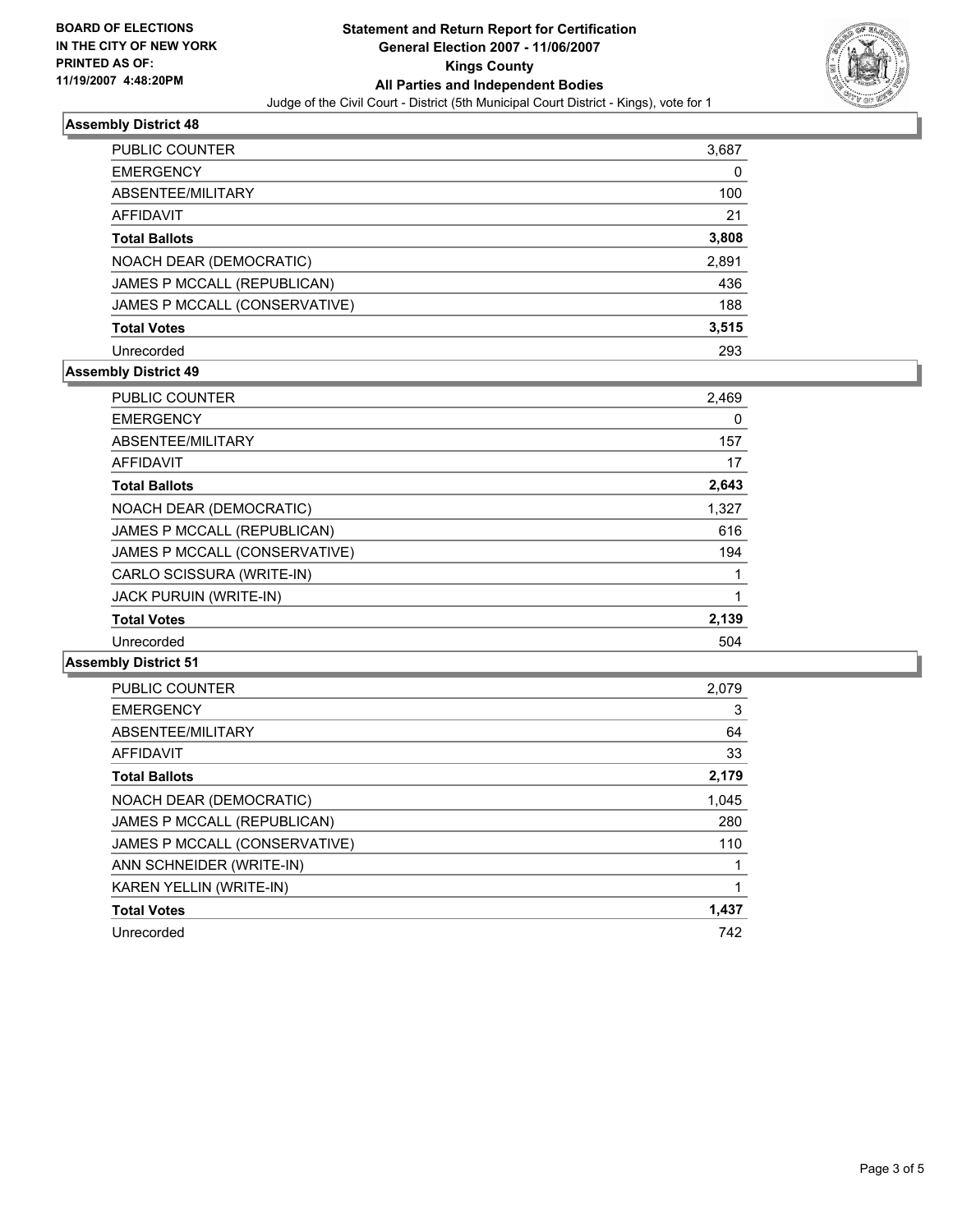**BOARD OF ELECTIONS**
**IN THE CITY OF NEW YORK**
**PRINTED AS OF:**
**11/19/2007 4:48:20PM**

# Statement and Return Report for Certification
## General Election 2007 - 11/06/2007
## Kings County
## All Parties and Independent Bodies

Judge of the Civil Court - District (5th Municipal Court District - Kings), vote for 1

### Assembly District 48

| | |
|---|---|
| PUBLIC COUNTER | 3,687 |
| EMERGENCY | 0 |
| ABSENTEE/MILITARY | 100 |
| AFFIDAVIT | 21 |
| **Total Ballots** | **3,808** |
| NOACH DEAR (DEMOCRATIC) | 2,891 |
| JAMES P MCCALL (REPUBLICAN) | 436 |
| JAMES P MCCALL (CONSERVATIVE) | 188 |
| **Total Votes** | **3,515** |
| Unrecorded | 293 |

### Assembly District 49

| | |
|---|---|
| PUBLIC COUNTER | 2,469 |
| EMERGENCY | 0 |
| ABSENTEE/MILITARY | 157 |
| AFFIDAVIT | 17 |
| **Total Ballots** | **2,643** |
| NOACH DEAR (DEMOCRATIC) | 1,327 |
| JAMES P MCCALL (REPUBLICAN) | 616 |
| JAMES P MCCALL (CONSERVATIVE) | 194 |
| CARLO SCISSURA (WRITE-IN) | 1 |
| JACK PURUIN (WRITE-IN) | 1 |
| **Total Votes** | **2,139** |
| Unrecorded | 504 |

### Assembly District 51

| | |
|---|---|
| PUBLIC COUNTER | 2,079 |
| EMERGENCY | 3 |
| ABSENTEE/MILITARY | 64 |
| AFFIDAVIT | 33 |
| **Total Ballots** | **2,179** |
| NOACH DEAR (DEMOCRATIC) | 1,045 |
| JAMES P MCCALL (REPUBLICAN) | 280 |
| JAMES P MCCALL (CONSERVATIVE) | 110 |
| ANN SCHNEIDER (WRITE-IN) | 1 |
| KAREN YELLIN (WRITE-IN) | 1 |
| **Total Votes** | **1,437** |
| Unrecorded | 742 |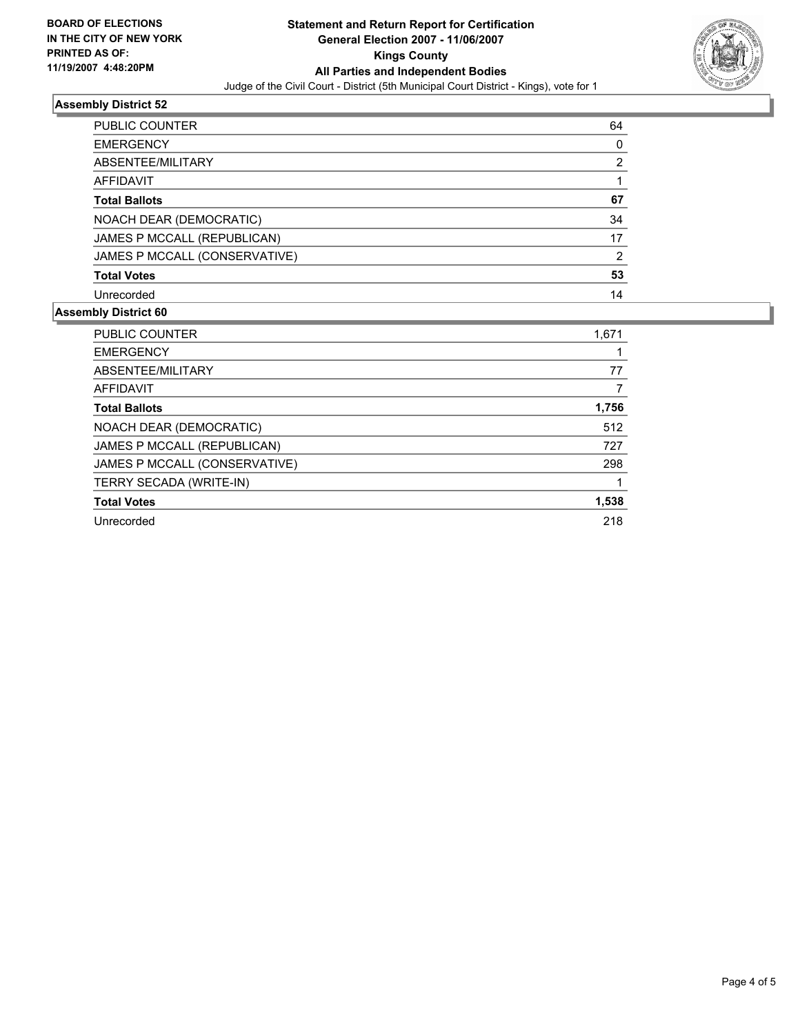**BOARD OF ELECTIONS IN THE CITY OF NEW YORK PRINTED AS OF: 11/19/2007 4:48:20PM**

# Statement and Return Report for Certification
## General Election 2007 - 11/06/2007
## Kings County
## All Parties and Independent Bodies

Judge of the Civil Court - District (5th Municipal Court District - Kings), vote for 1

### Assembly District 52

| | |
|---|---|
| PUBLIC COUNTER | 64 |
| EMERGENCY | 0 |
| ABSENTEE/MILITARY | 2 |
| AFFIDAVIT | 1 |
| **Total Ballots** | **67** |
| NOACH DEAR (DEMOCRATIC) | 34 |
| JAMES P MCCALL (REPUBLICAN) | 17 |
| JAMES P MCCALL (CONSERVATIVE) | 2 |
| **Total Votes** | **53** |
| Unrecorded | 14 |

### Assembly District 60

| | |
|---|---|
| PUBLIC COUNTER | 1,671 |
| EMERGENCY | 1 |
| ABSENTEE/MILITARY | 77 |
| AFFIDAVIT | 7 |
| **Total Ballots** | **1,756** |
| NOACH DEAR (DEMOCRATIC) | 512 |
| JAMES P MCCALL (REPUBLICAN) | 727 |
| JAMES P MCCALL (CONSERVATIVE) | 298 |
| TERRY SECADA (WRITE-IN) | 1 |
| **Total Votes** | **1,538** |
| Unrecorded | 218 |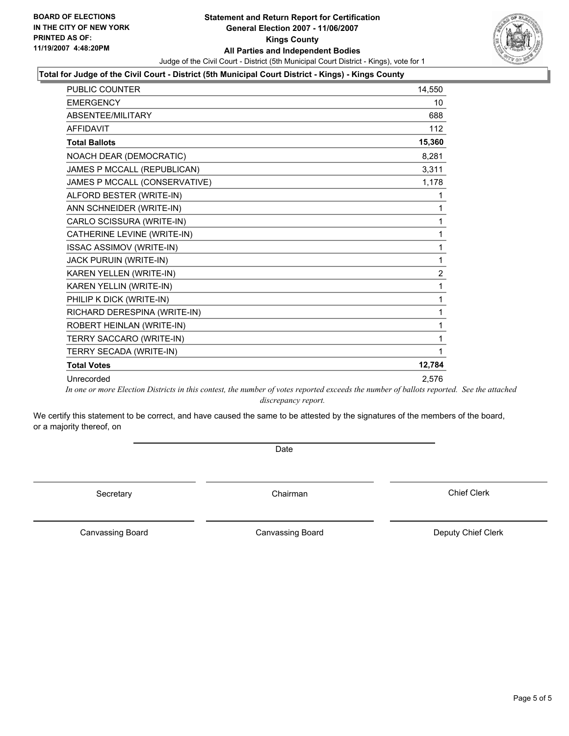**BOARD OF ELECTIONS IN THE CITY OF NEW YORK PRINTED AS OF: 11/19/2007 4:48:20PM**

# Statement and Return Report for Certification General Election 2007 - 11/06/2007 Kings County All Parties and Independent Bodies

Judge of the Civil Court - District (5th Municipal Court District - Kings), vote for 1

## Total for Judge of the Civil Court - District (5th Municipal Court District - Kings) - Kings County

| | |
|---|---|
| PUBLIC COUNTER | 14,550 |
| EMERGENCY | 10 |
| ABSENTEE/MILITARY | 688 |
| AFFIDAVIT | 112 |
| **Total Ballots** | **15,360** |
| NOACH DEAR (DEMOCRATIC) | 8,281 |
| JAMES P MCCALL (REPUBLICAN) | 3,311 |
| JAMES P MCCALL (CONSERVATIVE) | 1,178 |
| ALFORD BESTER (WRITE-IN) | 1 |
| ANN SCHNEIDER (WRITE-IN) | 1 |
| CARLO SCISSURA (WRITE-IN) | 1 |
| CATHERINE LEVINE (WRITE-IN) | 1 |
| ISSAC ASSIMOV (WRITE-IN) | 1 |
| JACK PURUIN (WRITE-IN) | 1 |
| KAREN YELLEN (WRITE-IN) | 2 |
| KAREN YELLIN (WRITE-IN) | 1 |
| PHILIP K DICK (WRITE-IN) | 1 |
| RICHARD DERESPINA (WRITE-IN) | 1 |
| ROBERT HEINLAN (WRITE-IN) | 1 |
| TERRY SACCARO (WRITE-IN) | 1 |
| TERRY SECADA (WRITE-IN) | 1 |
| **Total Votes** | **12,784** |
| Unrecorded | 2,576 |

*In one or more Election Districts in this contest, the number of votes reported exceeds the number of ballots reported. See the attached discrepancy report.*

We certify this statement to be correct, and have caused the same to be attested by the signatures of the members of the board, or a majority thereof, on

Date

Secretary

Chairman

Chief Clerk

Canvassing Board

Canvassing Board

Deputy Chief Clerk